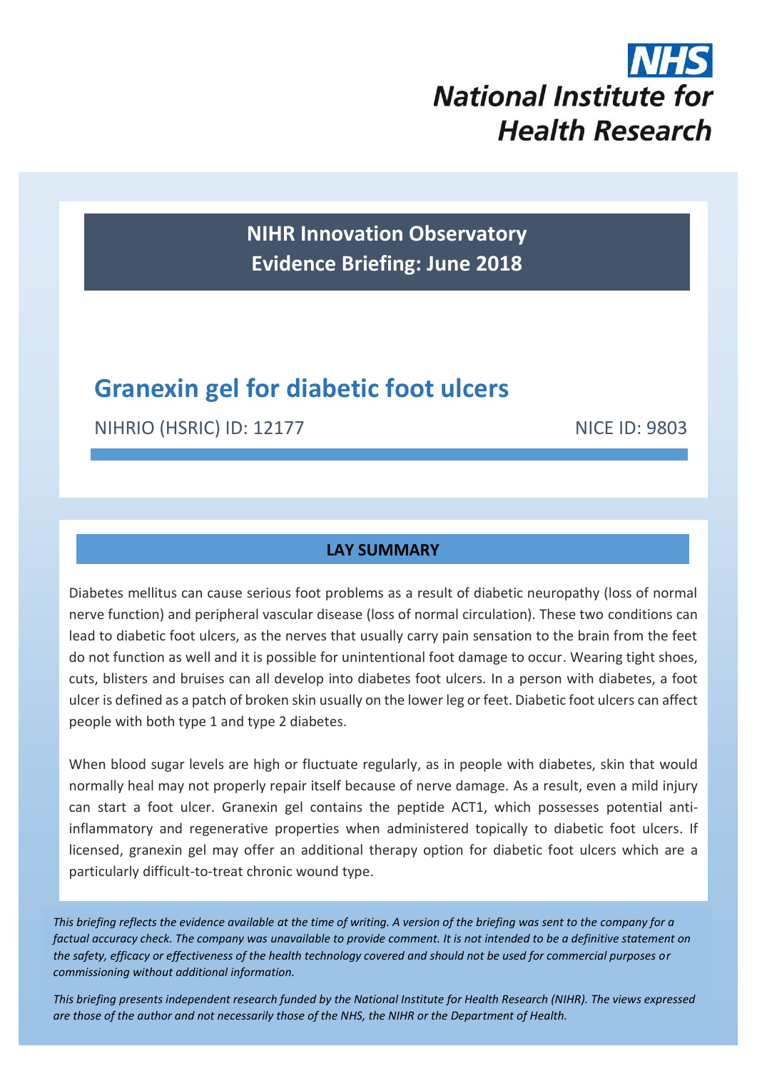NHS

**National Institute for Health Research**

**NIHR Innovation Observatory**
**Evidence Briefing: June 2018**

# Granexin gel for diabetic foot ulcers

NIHRIO (HSRIC) ID: 12177 NICE ID: 9803

## LAY SUMMARY

Diabetes mellitus can cause serious foot problems as a result of diabetic neuropathy (loss of normal nerve function) and peripheral vascular disease (loss of normal circulation). These two conditions can lead to diabetic foot ulcers, as the nerves that usually carry pain sensation to the brain from the feet do not function as well and it is possible for unintentional foot damage to occur. Wearing tight shoes, cuts, blisters and bruises can all develop into diabetes foot ulcers. In a person with diabetes, a foot ulcer is defined as a patch of broken skin usually on the lower leg or feet. Diabetic foot ulcers can affect people with both type 1 and type 2 diabetes.

When blood sugar levels are high or fluctuate regularly, as in people with diabetes, skin that would normally heal may not properly repair itself because of nerve damage. As a result, even a mild injury can start a foot ulcer. Granexin gel contains the peptide ACT1, which possesses potential anti-inflammatory and regenerative properties when administered topically to diabetic foot ulcers. If licensed, granexin gel may offer an additional therapy option for diabetic foot ulcers which are a particularly difficult-to-treat chronic wound type.

*This briefing reflects the evidence available at the time of writing. A version of the briefing was sent to the company for a factual accuracy check. The company was unavailable to provide comment. It is not intended to be a definitive statement on the safety, efficacy or effectiveness of the health technology covered and should not be used for commercial purposes or commissioning without additional information.*

*This briefing presents independent research funded by the National Institute for Health Research (NIHR). The views expressed are those of the author and not necessarily those of the NHS, the NIHR or the Department of Health.*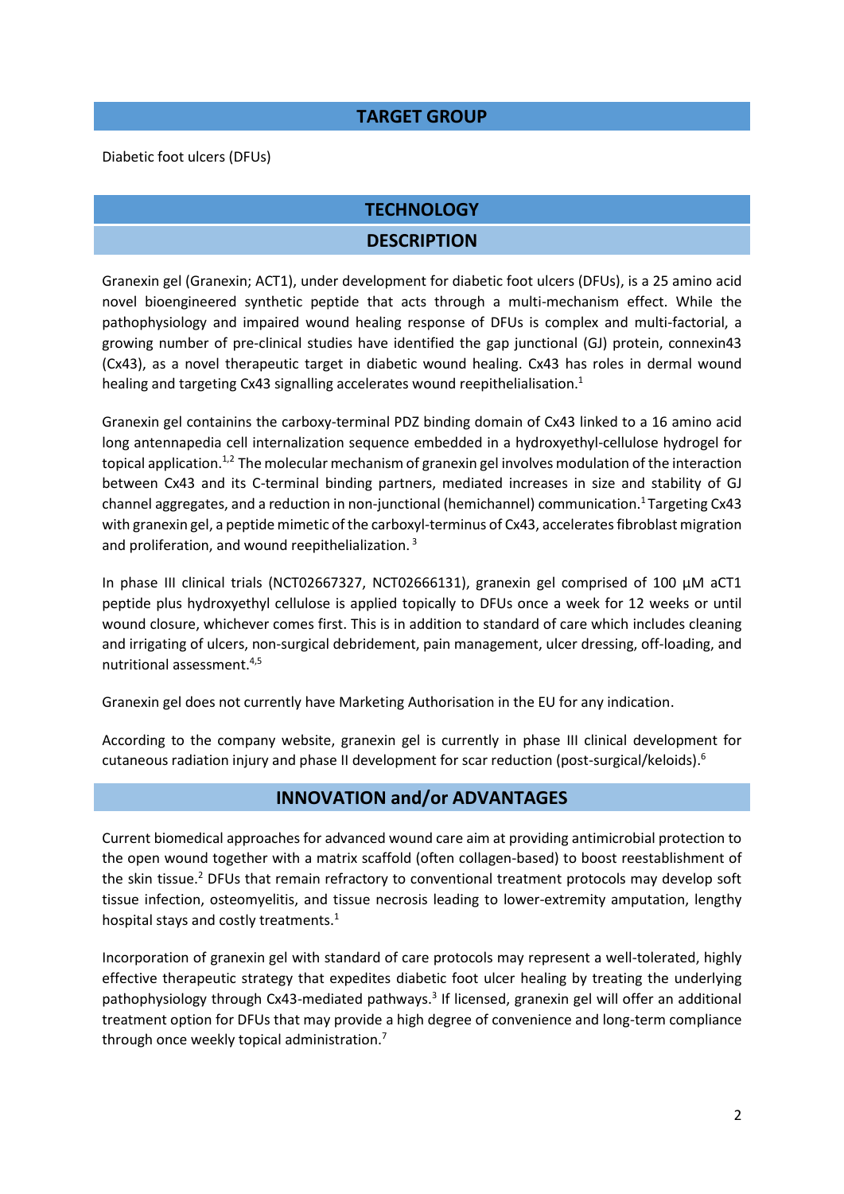## TARGET GROUP

Diabetic foot ulcers (DFUs)

## TECHNOLOGY

### DESCRIPTION

Granexin gel (Granexin; ACT1), under development for diabetic foot ulcers (DFUs), is a 25 amino acid novel bioengineered synthetic peptide that acts through a multi-mechanism effect. While the pathophysiology and impaired wound healing response of DFUs is complex and multi-factorial, a growing number of pre-clinical studies have identified the gap junctional (GJ) protein, connexin43 (Cx43), as a novel therapeutic target in diabetic wound healing. Cx43 has roles in dermal wound healing and targeting Cx43 signalling accelerates wound reepithelialisation.[1]

Granexin gel containins the carboxy-terminal PDZ binding domain of Cx43 linked to a 16 amino acid long antennapedia cell internalization sequence embedded in a hydroxyethyl-cellulose hydrogel for topical application.[1,2] The molecular mechanism of granexin gel involves modulation of the interaction between Cx43 and its C-terminal binding partners, mediated increases in size and stability of GJ channel aggregates, and a reduction in non-junctional (hemichannel) communication.[1] Targeting Cx43 with granexin gel, a peptide mimetic of the carboxyl-terminus of Cx43, accelerates fibroblast migration and proliferation, and wound reepithelialization.[3]

In phase III clinical trials (NCT02667327, NCT02666131), granexin gel comprised of 100 µM aCT1 peptide plus hydroxyethyl cellulose is applied topically to DFUs once a week for 12 weeks or until wound closure, whichever comes first. This is in addition to standard of care which includes cleaning and irrigating of ulcers, non-surgical debridement, pain management, ulcer dressing, off-loading, and nutritional assessment.[4,5]

Granexin gel does not currently have Marketing Authorisation in the EU for any indication.

According to the company website, granexin gel is currently in phase III clinical development for cutaneous radiation injury and phase II development for scar reduction (post-surgical/keloids).[6]

## INNOVATION and/or ADVANTAGES

Current biomedical approaches for advanced wound care aim at providing antimicrobial protection to the open wound together with a matrix scaffold (often collagen-based) to boost reestablishment of the skin tissue.[2] DFUs that remain refractory to conventional treatment protocols may develop soft tissue infection, osteomyelitis, and tissue necrosis leading to lower-extremity amputation, lengthy hospital stays and costly treatments.[1]

Incorporation of granexin gel with standard of care protocols may represent a well-tolerated, highly effective therapeutic strategy that expedites diabetic foot ulcer healing by treating the underlying pathophysiology through Cx43-mediated pathways.[3] If licensed, granexin gel will offer an additional treatment option for DFUs that may provide a high degree of convenience and long-term compliance through once weekly topical administration.[7]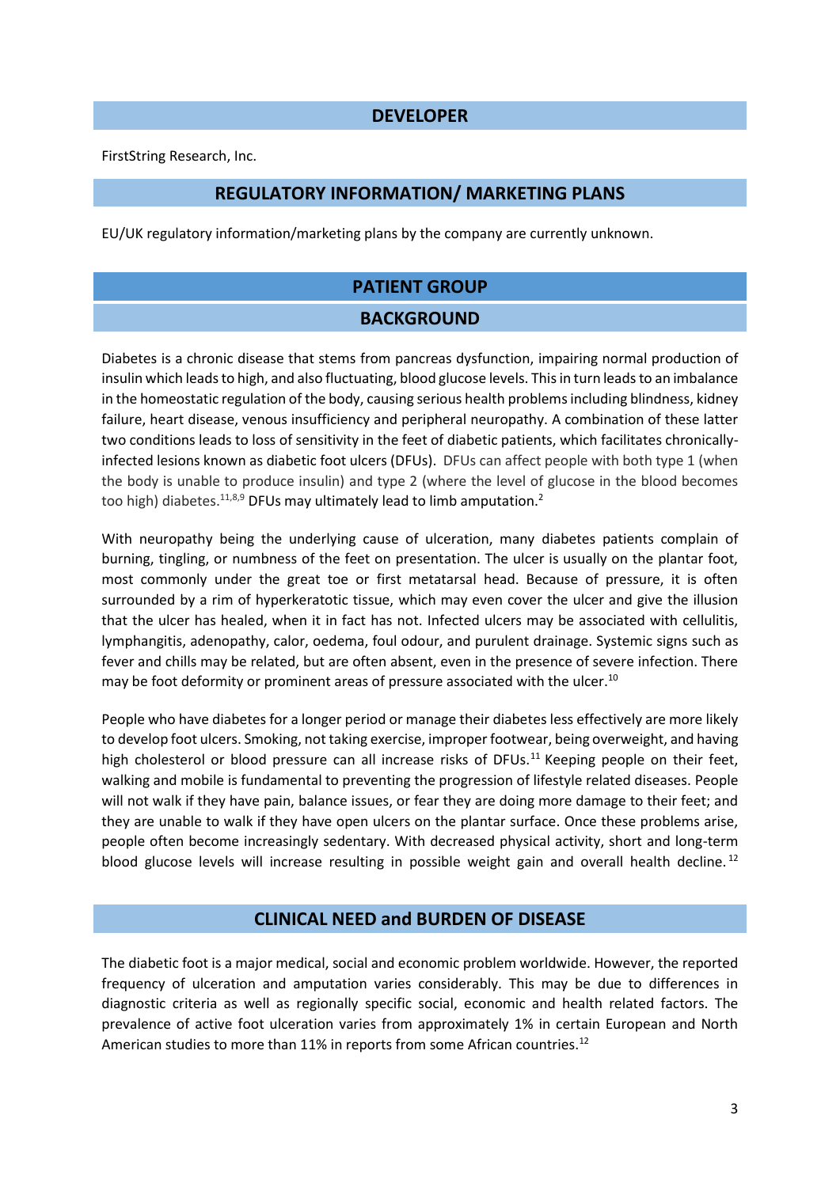## DEVELOPER

FirstString Research, Inc.

## REGULATORY INFORMATION/ MARKETING PLANS

EU/UK regulatory information/marketing plans by the company are currently unknown.

# PATIENT GROUP

## BACKGROUND

Diabetes is a chronic disease that stems from pancreas dysfunction, impairing normal production of insulin which leads to high, and also fluctuating, blood glucose levels. This in turn leads to an imbalance in the homeostatic regulation of the body, causing serious health problems including blindness, kidney failure, heart disease, venous insufficiency and peripheral neuropathy. A combination of these latter two conditions leads to loss of sensitivity in the feet of diabetic patients, which facilitates chronically-infected lesions known as diabetic foot ulcers (DFUs). DFUs can affect people with both type 1 (when the body is unable to produce insulin) and type 2 (where the level of glucose in the blood becomes too high) diabetes.[11,8,9] DFUs may ultimately lead to limb amputation.[2]

With neuropathy being the underlying cause of ulceration, many diabetes patients complain of burning, tingling, or numbness of the feet on presentation. The ulcer is usually on the plantar foot, most commonly under the great toe or first metatarsal head. Because of pressure, it is often surrounded by a rim of hyperkeratotic tissue, which may even cover the ulcer and give the illusion that the ulcer has healed, when it in fact has not. Infected ulcers may be associated with cellulitis, lymphangitis, adenopathy, calor, oedema, foul odour, and purulent drainage. Systemic signs such as fever and chills may be related, but are often absent, even in the presence of severe infection. There may be foot deformity or prominent areas of pressure associated with the ulcer.[10]

People who have diabetes for a longer period or manage their diabetes less effectively are more likely to develop foot ulcers. Smoking, not taking exercise, improper footwear, being overweight, and having high cholesterol or blood pressure can all increase risks of DFUs.[11] Keeping people on their feet, walking and mobile is fundamental to preventing the progression of lifestyle related diseases. People will not walk if they have pain, balance issues, or fear they are doing more damage to their feet; and they are unable to walk if they have open ulcers on the plantar surface. Once these problems arise, people often become increasingly sedentary. With decreased physical activity, short and long-term blood glucose levels will increase resulting in possible weight gain and overall health decline.[12]

## CLINICAL NEED and BURDEN OF DISEASE

The diabetic foot is a major medical, social and economic problem worldwide. However, the reported frequency of ulceration and amputation varies considerably. This may be due to differences in diagnostic criteria as well as regionally specific social, economic and health related factors. The prevalence of active foot ulceration varies from approximately 1% in certain European and North American studies to more than 11% in reports from some African countries.[12]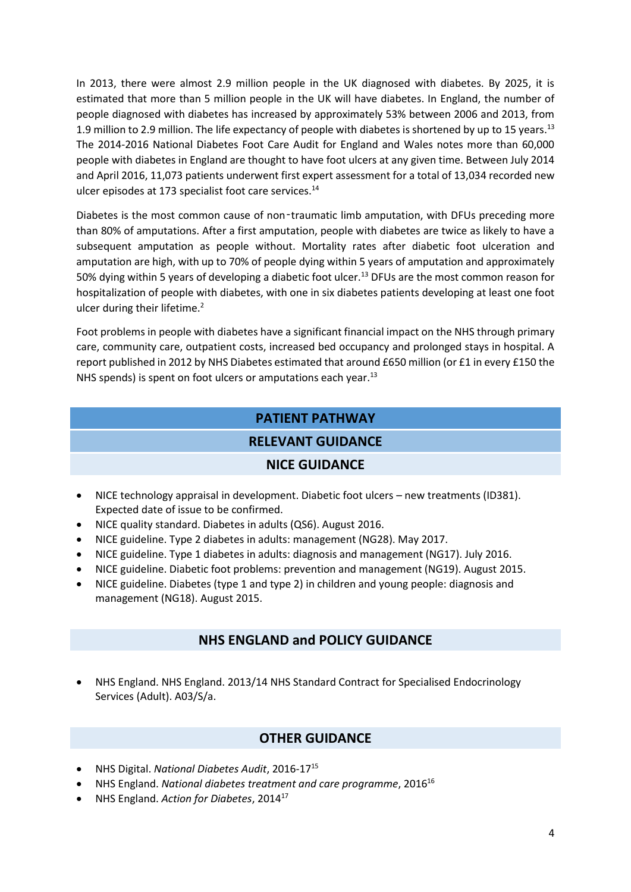In 2013, there were almost 2.9 million people in the UK diagnosed with diabetes. By 2025, it is estimated that more than 5 million people in the UK will have diabetes. In England, the number of people diagnosed with diabetes has increased by approximately 53% between 2006 and 2013, from 1.9 million to 2.9 million. The life expectancy of people with diabetes is shortened by up to 15 years.[13] The 2014-2016 National Diabetes Foot Care Audit for England and Wales notes more than 60,000 people with diabetes in England are thought to have foot ulcers at any given time. Between July 2014 and April 2016, 11,073 patients underwent first expert assessment for a total of 13,034 recorded new ulcer episodes at 173 specialist foot care services.[14]

Diabetes is the most common cause of non‑traumatic limb amputation, with DFUs preceding more than 80% of amputations. After a first amputation, people with diabetes are twice as likely to have a subsequent amputation as people without. Mortality rates after diabetic foot ulceration and amputation are high, with up to 70% of people dying within 5 years of amputation and approximately 50% dying within 5 years of developing a diabetic foot ulcer.[13] DFUs are the most common reason for hospitalization of people with diabetes, with one in six diabetes patients developing at least one foot ulcer during their lifetime.[2]

Foot problems in people with diabetes have a significant financial impact on the NHS through primary care, community care, outpatient costs, increased bed occupancy and prolonged stays in hospital. A report published in 2012 by NHS Diabetes estimated that around £650 million (or £1 in every £150 the NHS spends) is spent on foot ulcers or amputations each year.[13]

## PATIENT PATHWAY

### RELEVANT GUIDANCE

#### NICE GUIDANCE

- NICE technology appraisal in development. Diabetic foot ulcers – new treatments (ID381). Expected date of issue to be confirmed.
- NICE quality standard. Diabetes in adults (QS6). August 2016.
- NICE guideline. Type 2 diabetes in adults: management (NG28). May 2017.
- NICE guideline. Type 1 diabetes in adults: diagnosis and management (NG17). July 2016.
- NICE guideline. Diabetic foot problems: prevention and management (NG19). August 2015.
- NICE guideline. Diabetes (type 1 and type 2) in children and young people: diagnosis and management (NG18). August 2015.

#### NHS ENGLAND and POLICY GUIDANCE

- NHS England. NHS England. 2013/14 NHS Standard Contract for Specialised Endocrinology Services (Adult). A03/S/a.

#### OTHER GUIDANCE

- NHS Digital. *National Diabetes Audit*, 2016-17[15]
- NHS England. *National diabetes treatment and care programme*, 2016[16]
- NHS England. *Action for Diabetes*, 2014[17]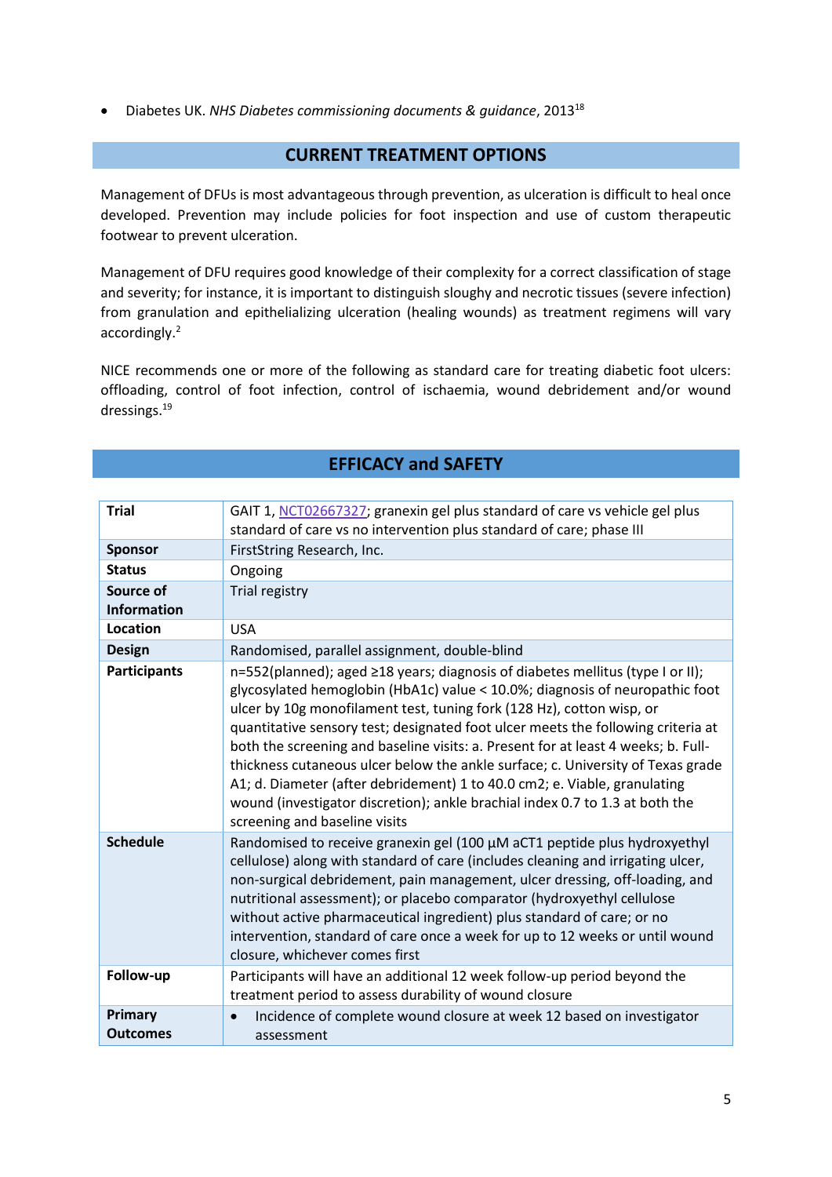- Diabetes UK. *NHS Diabetes commissioning documents & guidance*, 2013[18]

## CURRENT TREATMENT OPTIONS

Management of DFUs is most advantageous through prevention, as ulceration is difficult to heal once developed. Prevention may include policies for foot inspection and use of custom therapeutic footwear to prevent ulceration.

Management of DFU requires good knowledge of their complexity for a correct classification of stage and severity; for instance, it is important to distinguish sloughy and necrotic tissues (severe infection) from granulation and epithelializing ulceration (healing wounds) as treatment regimens will vary accordingly.[2]

NICE recommends one or more of the following as standard care for treating diabetic foot ulcers: offloading, control of foot infection, control of ischaemia, wound debridement and/or wound dressings.[19]

## EFFICACY and SAFETY

| | |
|---|---|
| **Trial** | GAIT 1, NCT02667327; granexin gel plus standard of care vs vehicle gel plus standard of care vs no intervention plus standard of care; phase III |
| **Sponsor** | FirstString Research, Inc. |
| **Status** | Ongoing |
| **Source of Information** | Trial registry |
| **Location** | USA |
| **Design** | Randomised, parallel assignment, double-blind |
| **Participants** | n=552(planned); aged ≥18 years; diagnosis of diabetes mellitus (type I or II); glycosylated hemoglobin (HbA1c) value < 10.0%; diagnosis of neuropathic foot ulcer by 10g monofilament test, tuning fork (128 Hz), cotton wisp, or quantitative sensory test; designated foot ulcer meets the following criteria at both the screening and baseline visits: a. Present for at least 4 weeks; b. Full-thickness cutaneous ulcer below the ankle surface; c. University of Texas grade A1; d. Diameter (after debridement) 1 to 40.0 cm2; e. Viable, granulating wound (investigator discretion); ankle brachial index 0.7 to 1.3 at both the screening and baseline visits |
| **Schedule** | Randomised to receive granexin gel (100 µM aCT1 peptide plus hydroxyethyl cellulose) along with standard of care (includes cleaning and irrigating ulcer, non-surgical debridement, pain management, ulcer dressing, off-loading, and nutritional assessment); or placebo comparator (hydroxyethyl cellulose without active pharmaceutical ingredient) plus standard of care; or no intervention, standard of care once a week for up to 12 weeks or until wound closure, whichever comes first |
| **Follow-up** | Participants will have an additional 12 week follow-up period beyond the treatment period to assess durability of wound closure |
| **Primary Outcomes** | • Incidence of complete wound closure at week 12 based on investigator assessment |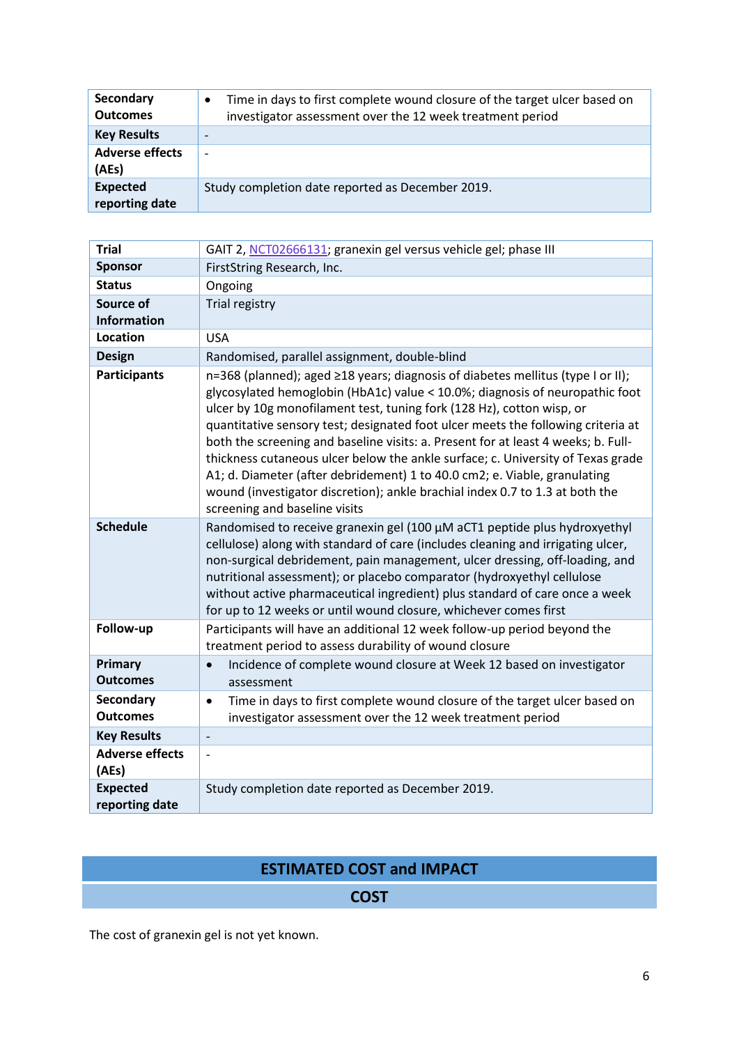| | |
|---|---|
| **Secondary Outcomes** | • Time in days to first complete wound closure of the target ulcer based on investigator assessment over the 12 week treatment period |
| **Key Results** | - |
| **Adverse effects (AEs)** | - |
| **Expected reporting date** | Study completion date reported as December 2019. |

| | |
|---|---|
| **Trial** | GAIT 2, NCT02666131; granexin gel versus vehicle gel; phase III |
| **Sponsor** | FirstString Research, Inc. |
| **Status** | Ongoing |
| **Source of Information** | Trial registry |
| **Location** | USA |
| **Design** | Randomised, parallel assignment, double-blind |
| **Participants** | n=368 (planned); aged ≥18 years; diagnosis of diabetes mellitus (type I or II); glycosylated hemoglobin (HbA1c) value < 10.0%; diagnosis of neuropathic foot ulcer by 10g monofilament test, tuning fork (128 Hz), cotton wisp, or quantitative sensory test; designated foot ulcer meets the following criteria at both the screening and baseline visits: a. Present for at least 4 weeks; b. Full-thickness cutaneous ulcer below the ankle surface; c. University of Texas grade A1; d. Diameter (after debridement) 1 to 40.0 cm2; e. Viable, granulating wound (investigator discretion); ankle brachial index 0.7 to 1.3 at both the screening and baseline visits |
| **Schedule** | Randomised to receive granexin gel (100 µM aCT1 peptide plus hydroxyethyl cellulose) along with standard of care (includes cleaning and irrigating ulcer, non-surgical debridement, pain management, ulcer dressing, off-loading, and nutritional assessment); or placebo comparator (hydroxyethyl cellulose without active pharmaceutical ingredient) plus standard of care once a week for up to 12 weeks or until wound closure, whichever comes first |
| **Follow-up** | Participants will have an additional 12 week follow-up period beyond the treatment period to assess durability of wound closure |
| **Primary Outcomes** | • Incidence of complete wound closure at Week 12 based on investigator assessment |
| **Secondary Outcomes** | • Time in days to first complete wound closure of the target ulcer based on investigator assessment over the 12 week treatment period |
| **Key Results** | - |
| **Adverse effects (AEs)** | - |
| **Expected reporting date** | Study completion date reported as December 2019. |

## ESTIMATED COST and IMPACT

### COST

The cost of granexin gel is not yet known.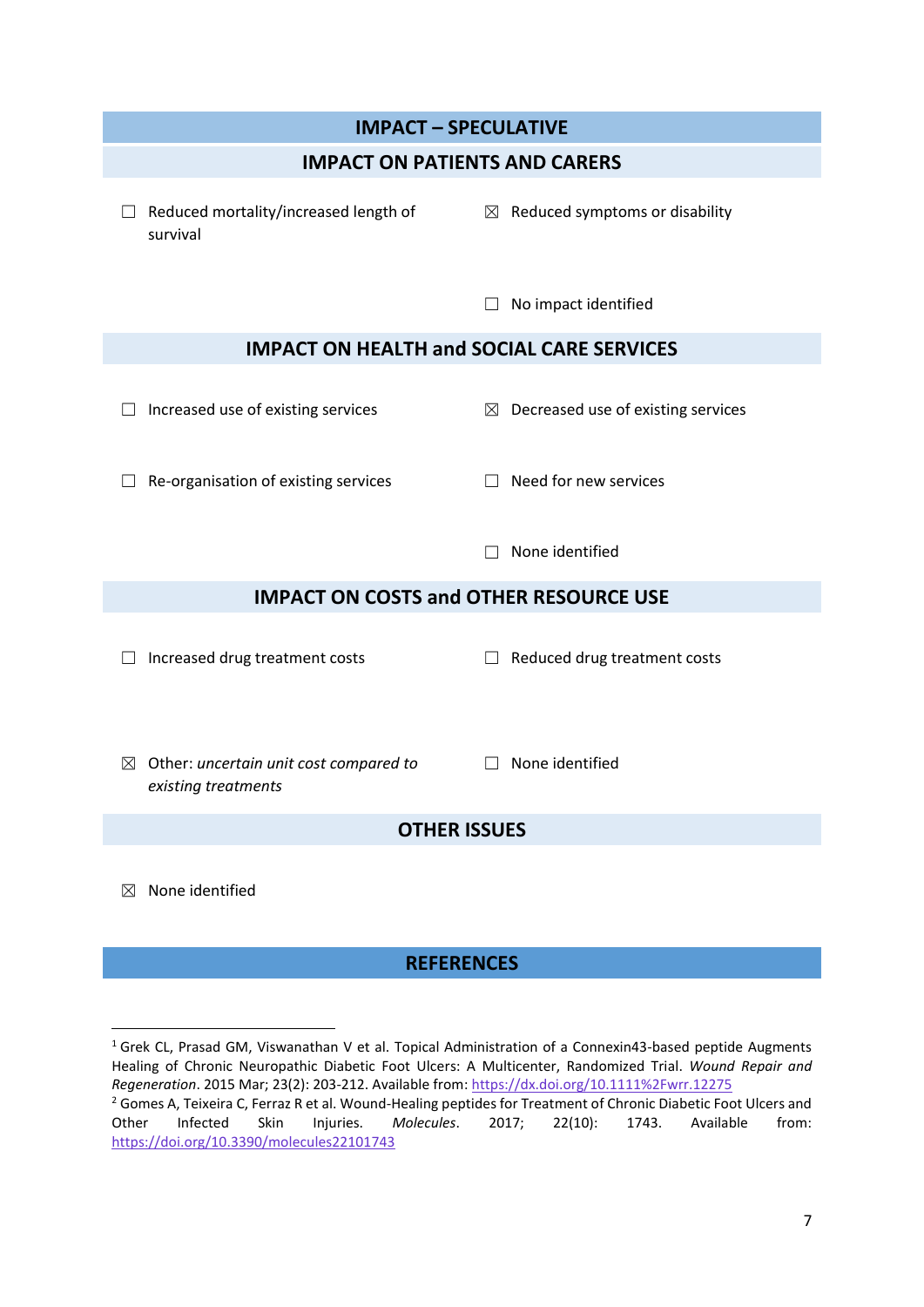## IMPACT – SPECULATIVE

### IMPACT ON PATIENTS AND CARERS

☐ Reduced mortality/increased length of survival

☒ Reduced symptoms or disability

☐ No impact identified

### IMPACT ON HEALTH and SOCIAL CARE SERVICES

☐ Increased use of existing services

☒ Decreased use of existing services

☐ Re-organisation of existing services

☐ Need for new services

☐ None identified

### IMPACT ON COSTS and OTHER RESOURCE USE

☐ Increased drug treatment costs

☐ Reduced drug treatment costs

☒ Other: *uncertain unit cost compared to existing treatments*

☐ None identified

### OTHER ISSUES

☒ None identified

## REFERENCES

[1] Grek CL, Prasad GM, Viswanathan V et al. Topical Administration of a Connexin43-based peptide Augments Healing of Chronic Neuropathic Diabetic Foot Ulcers: A Multicenter, Randomized Trial. *Wound Repair and Regeneration*. 2015 Mar; 23(2): 203-212. Available from: https://dx.doi.org/10.1111%2Fwrr.12275

[2] Gomes A, Teixeira C, Ferraz R et al. Wound-Healing peptides for Treatment of Chronic Diabetic Foot Ulcers and Other Infected Skin Injuries. *Molecules*. 2017; 22(10): 1743. Available from: https://doi.org/10.3390/molecules22101743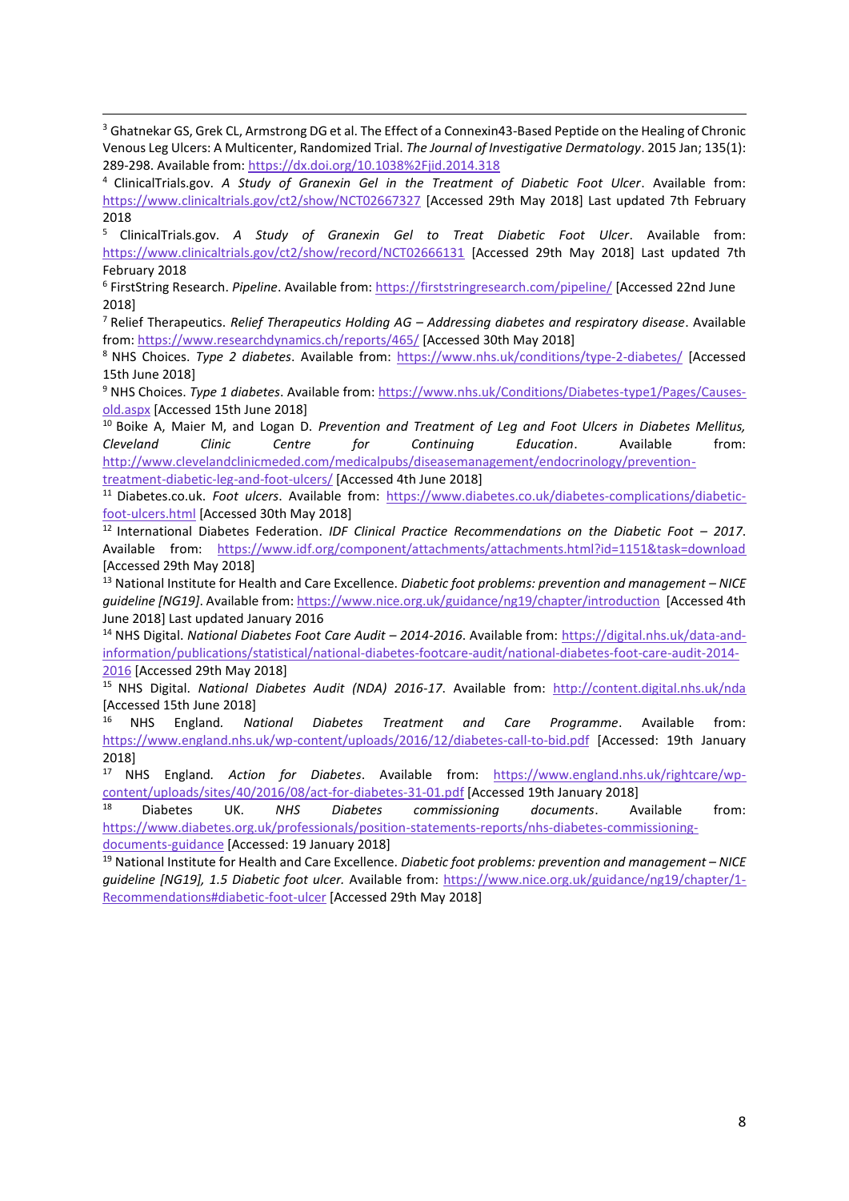[3] Ghatnekar GS, Grek CL, Armstrong DG et al. The Effect of a Connexin43-Based Peptide on the Healing of Chronic Venous Leg Ulcers: A Multicenter, Randomized Trial. *The Journal of Investigative Dermatology*. 2015 Jan; 135(1): 289-298. Available from: https://dx.doi.org/10.1038%2Fjid.2014.318

[4] ClinicalTrials.gov. *A Study of Granexin Gel in the Treatment of Diabetic Foot Ulcer*. Available from: https://www.clinicaltrials.gov/ct2/show/NCT02667327 [Accessed 29th May 2018] Last updated 7th February 2018

[5] ClinicalTrials.gov. *A Study of Granexin Gel to Treat Diabetic Foot Ulcer*. Available from: https://www.clinicaltrials.gov/ct2/show/record/NCT02666131 [Accessed 29th May 2018] Last updated 7th February 2018

[6] FirstString Research. *Pipeline*. Available from: https://firststringresearch.com/pipeline/ [Accessed 22nd June 2018]

[7] Relief Therapeutics. *Relief Therapeutics Holding AG – Addressing diabetes and respiratory disease*. Available from: https://www.researchdynamics.ch/reports/465/ [Accessed 30th May 2018]

[8] NHS Choices. *Type 2 diabetes*. Available from: https://www.nhs.uk/conditions/type-2-diabetes/ [Accessed 15th June 2018]

[9] NHS Choices. *Type 1 diabetes*. Available from: https://www.nhs.uk/Conditions/Diabetes-type1/Pages/Causes-old.aspx [Accessed 15th June 2018]

[10] Boike A, Maier M, and Logan D. *Prevention and Treatment of Leg and Foot Ulcers in Diabetes Mellitus, Cleveland Clinic Centre for Continuing Education*. Available from: http://www.clevelandclinicmeded.com/medicalpubs/diseasemanagement/endocrinology/prevention-treatment-diabetic-leg-and-foot-ulcers/ [Accessed 4th June 2018]

[11] Diabetes.co.uk. *Foot ulcers*. Available from: https://www.diabetes.co.uk/diabetes-complications/diabetic-foot-ulcers.html [Accessed 30th May 2018]

[12] International Diabetes Federation. *IDF Clinical Practice Recommendations on the Diabetic Foot – 2017*. Available from: https://www.idf.org/component/attachments/attachments.html?id=1151&task=download [Accessed 29th May 2018]

[13] National Institute for Health and Care Excellence. *Diabetic foot problems: prevention and management – NICE guideline [NG19]*. Available from: https://www.nice.org.uk/guidance/ng19/chapter/introduction [Accessed 4th June 2018] Last updated January 2016

[14] NHS Digital. *National Diabetes Foot Care Audit – 2014-2016*. Available from: https://digital.nhs.uk/data-and-information/publications/statistical/national-diabetes-footcare-audit/national-diabetes-foot-care-audit-2014-2016 [Accessed 29th May 2018]

[15] NHS Digital. *National Diabetes Audit (NDA) 2016-17*. Available from: http://content.digital.nhs.uk/nda [Accessed 15th June 2018]

[16] NHS England. *National Diabetes Treatment and Care Programme*. Available from: https://www.england.nhs.uk/wp-content/uploads/2016/12/diabetes-call-to-bid.pdf [Accessed: 19th January 2018]

[17] NHS England. *Action for Diabetes*. Available from: https://www.england.nhs.uk/rightcare/wp-content/uploads/sites/40/2016/08/act-for-diabetes-31-01.pdf [Accessed 19th January 2018]

[18] Diabetes UK. *NHS Diabetes commissioning documents*. Available from: https://www.diabetes.org.uk/professionals/position-statements-reports/nhs-diabetes-commissioning-documents-guidance [Accessed: 19 January 2018]

[19] National Institute for Health and Care Excellence. *Diabetic foot problems: prevention and management – NICE guideline [NG19], 1.5 Diabetic foot ulcer.* Available from: https://www.nice.org.uk/guidance/ng19/chapter/1-Recommendations#diabetic-foot-ulcer [Accessed 29th May 2018]